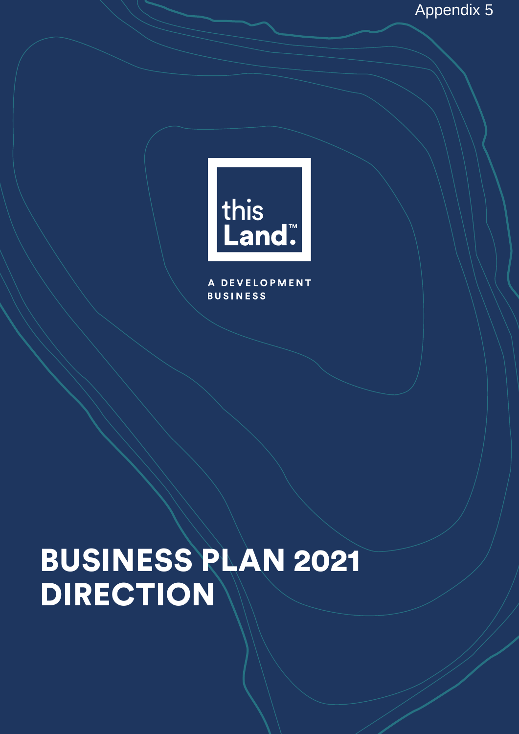Appendix 5

this
Land.™

A DEVELOPMENT BUSINESS

# BUSINESS PLAN 2021 DIRECTION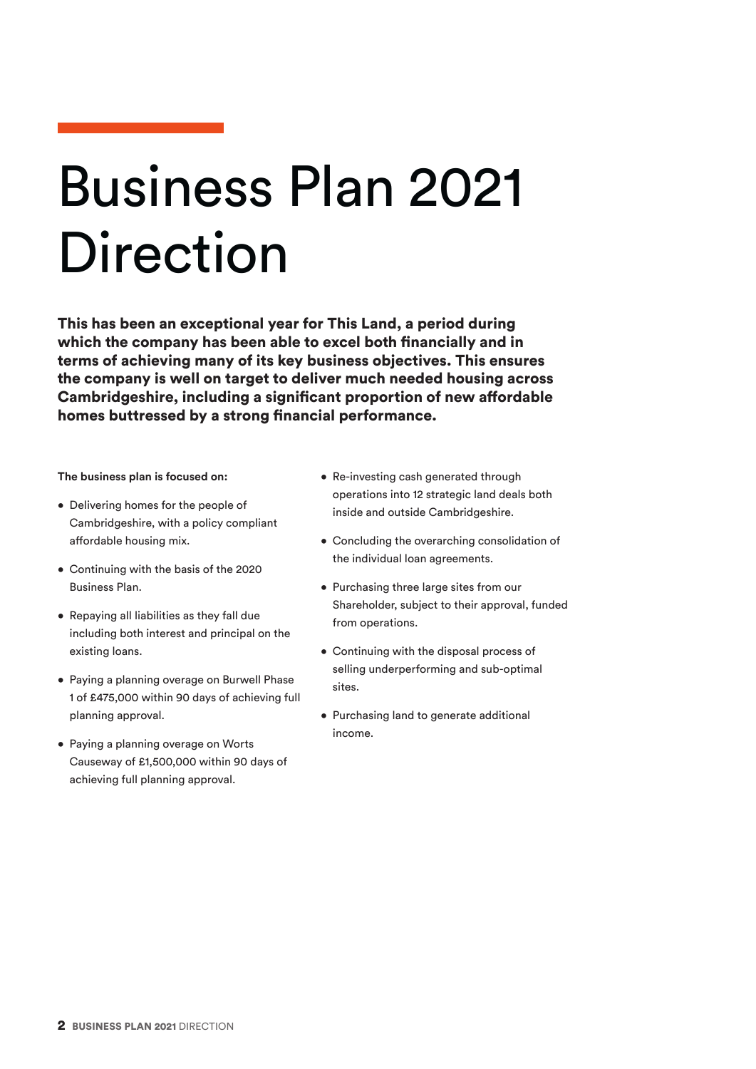# Business Plan 2021 Direction

**This has been an exceptional year for This Land, a period during which the company has been able to excel both financially and in terms of achieving many of its key business objectives. This ensures the company is well on target to deliver much needed housing across Cambridgeshire, including a significant proportion of new affordable homes buttressed by a strong financial performance.**

**The business plan is focused on:**

- Delivering homes for the people of Cambridgeshire, with a policy compliant affordable housing mix.
- Continuing with the basis of the 2020 Business Plan.
- Repaying all liabilities as they fall due including both interest and principal on the existing loans.
- Paying a planning overage on Burwell Phase 1 of £475,000 within 90 days of achieving full planning approval.
- Paying a planning overage on Worts Causeway of £1,500,000 within 90 days of achieving full planning approval.
- Re-investing cash generated through operations into 12 strategic land deals both inside and outside Cambridgeshire.
- Concluding the overarching consolidation of the individual loan agreements.
- Purchasing three large sites from our Shareholder, subject to their approval, funded from operations.
- Continuing with the disposal process of selling underperforming and sub-optimal sites.
- Purchasing land to generate additional income.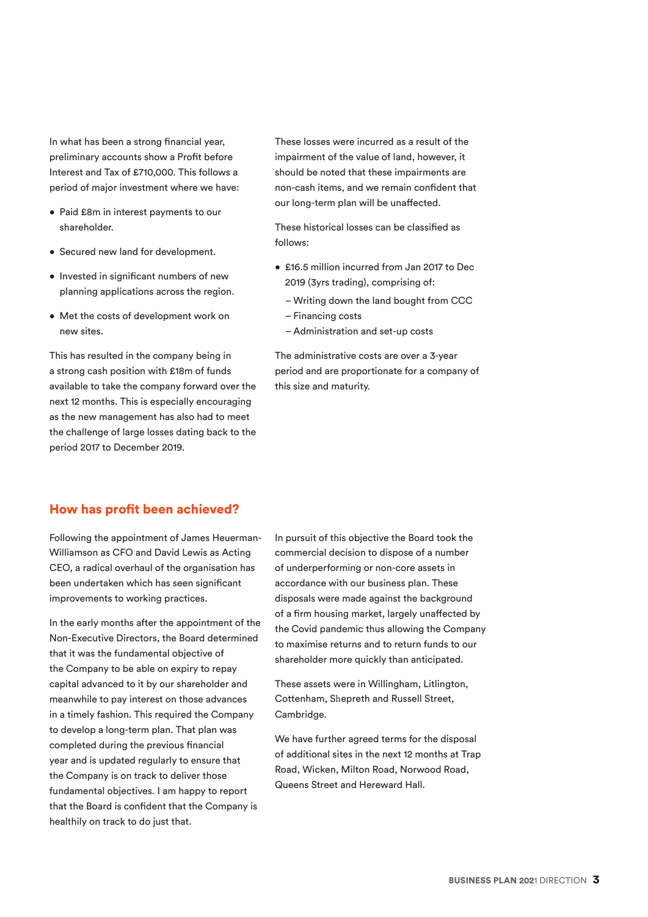In what has been a strong financial year, preliminary accounts show a Profit before Interest and Tax of £710,000. This follows a period of major investment where we have:

- Paid £8m in interest payments to our shareholder.
- Secured new land for development.
- Invested in significant numbers of new planning applications across the region.
- Met the costs of development work on new sites.

This has resulted in the company being in a strong cash position with £18m of funds available to take the company forward over the next 12 months. This is especially encouraging as the new management has also had to meet the challenge of large losses dating back to the period 2017 to December 2019.

These losses were incurred as a result of the impairment of the value of land, however, it should be noted that these impairments are non-cash items, and we remain confident that our long-term plan will be unaffected.

These historical losses can be classified as follows:

- £16.5 million incurred from Jan 2017 to Dec 2019 (3yrs trading), comprising of:
  - Writing down the land bought from CCC
  - Financing costs
  - Administration and set-up costs

The administrative costs are over a 3-year period and are proportionate for a company of this size and maturity.

## How has profit been achieved?

Following the appointment of James Heuerman-Williamson as CFO and David Lewis as Acting CEO, a radical overhaul of the organisation has been undertaken which has seen significant improvements to working practices.

In the early months after the appointment of the Non-Executive Directors, the Board determined that it was the fundamental objective of the Company to be able on expiry to repay capital advanced to it by our shareholder and meanwhile to pay interest on those advances in a timely fashion. This required the Company to develop a long-term plan. That plan was completed during the previous financial year and is updated regularly to ensure that the Company is on track to deliver those fundamental objectives. I am happy to report that the Board is confident that the Company is healthily on track to do just that.

In pursuit of this objective the Board took the commercial decision to dispose of a number of underperforming or non-core assets in accordance with our business plan. These disposals were made against the background of a firm housing market, largely unaffected by the Covid pandemic thus allowing the Company to maximise returns and to return funds to our shareholder more quickly than anticipated.

These assets were in Willingham, Litlington, Cottenham, Shepreth and Russell Street, Cambridge.

We have further agreed terms for the disposal of additional sites in the next 12 months at Trap Road, Wicken, Milton Road, Norwood Road, Queens Street and Hereward Hall.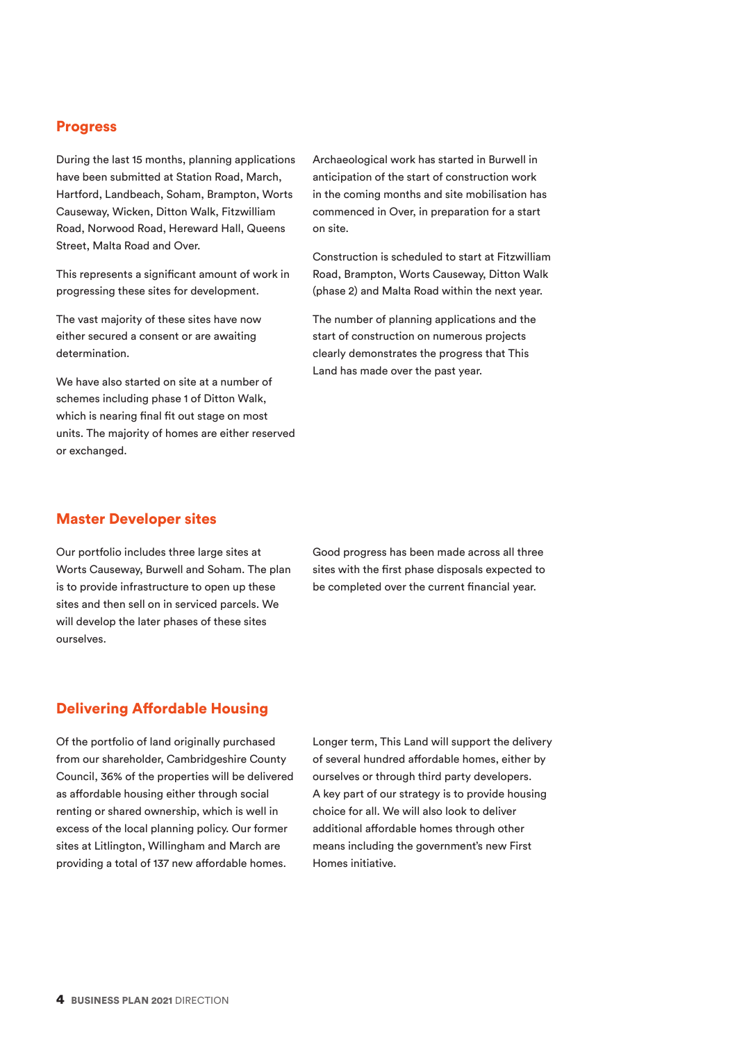## Progress

During the last 15 months, planning applications have been submitted at Station Road, March, Hartford, Landbeach, Soham, Brampton, Worts Causeway, Wicken, Ditton Walk, Fitzwilliam Road, Norwood Road, Hereward Hall, Queens Street, Malta Road and Over.

This represents a significant amount of work in progressing these sites for development.

The vast majority of these sites have now either secured a consent or are awaiting determination.

We have also started on site at a number of schemes including phase 1 of Ditton Walk, which is nearing final fit out stage on most units. The majority of homes are either reserved or exchanged.

Archaeological work has started in Burwell in anticipation of the start of construction work in the coming months and site mobilisation has commenced in Over, in preparation for a start on site.

Construction is scheduled to start at Fitzwilliam Road, Brampton, Worts Causeway, Ditton Walk (phase 2) and Malta Road within the next year.

The number of planning applications and the start of construction on numerous projects clearly demonstrates the progress that This Land has made over the past year.

## Master Developer sites

Our portfolio includes three large sites at Worts Causeway, Burwell and Soham. The plan is to provide infrastructure to open up these sites and then sell on in serviced parcels. We will develop the later phases of these sites ourselves.

Good progress has been made across all three sites with the first phase disposals expected to be completed over the current financial year.

## Delivering Affordable Housing

Of the portfolio of land originally purchased from our shareholder, Cambridgeshire County Council, 36% of the properties will be delivered as affordable housing either through social renting or shared ownership, which is well in excess of the local planning policy. Our former sites at Litlington, Willingham and March are providing a total of 137 new affordable homes.

Longer term, This Land will support the delivery of several hundred affordable homes, either by ourselves or through third party developers. A key part of our strategy is to provide housing choice for all. We will also look to deliver additional affordable homes through other means including the government's new First Homes initiative.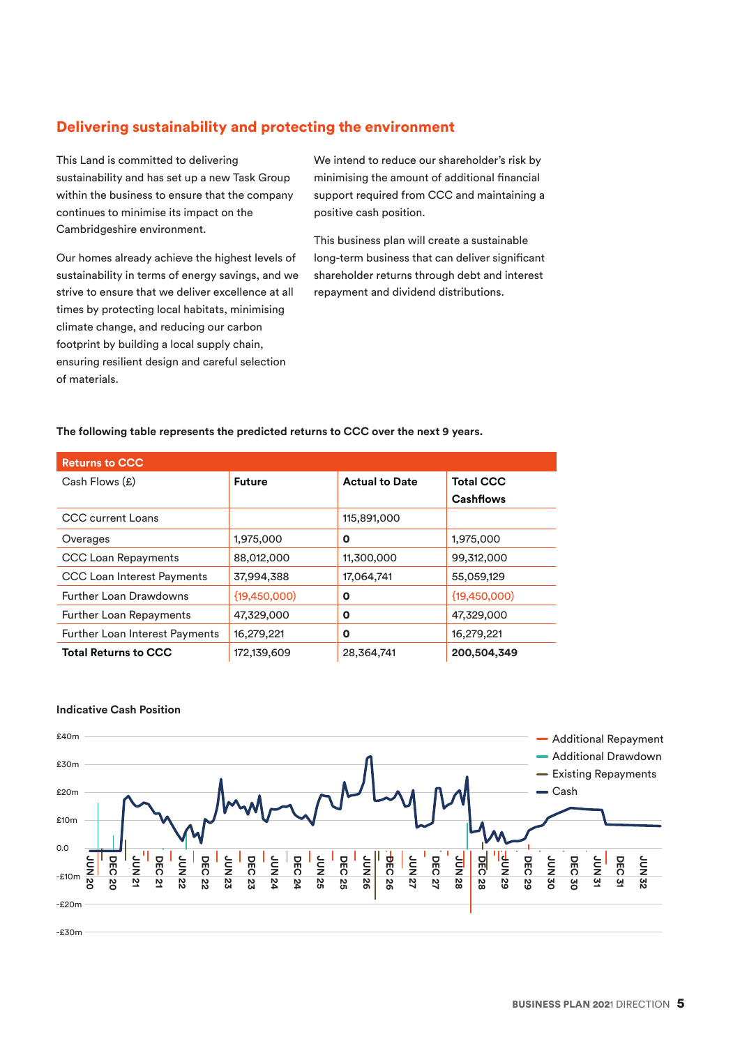## Delivering sustainability and protecting the environment

This Land is committed to delivering sustainability and has set up a new Task Group within the business to ensure that the company continues to minimise its impact on the Cambridgeshire environment.

Our homes already achieve the highest levels of sustainability in terms of energy savings, and we strive to ensure that we deliver excellence at all times by protecting local habitats, minimising climate change, and reducing our carbon footprint by building a local supply chain, ensuring resilient design and careful selection of materials.

We intend to reduce our shareholder's risk by minimising the amount of additional financial support required from CCC and maintaining a positive cash position.

This business plan will create a sustainable long-term business that can deliver significant shareholder returns through debt and interest repayment and dividend distributions.

**The following table represents the predicted returns to CCC over the next 9 years.**

| Returns to CCC | | | |
|---|---|---|---|
| Cash Flows (£) | **Future** | **Actual to Date** | **Total CCC Cashflows** |
| CCC current Loans | | 115,891,000 | |
| Overages | 1,975,000 | **0** | 1,975,000 |
| CCC Loan Repayments | 88,012,000 | 11,300,000 | 99,312,000 |
| CCC Loan Interest Payments | 37,994,388 | 17,064,741 | 55,059,129 |
| Further Loan Drawdowns | (19,450,000) | **0** | (19,450,000) |
| Further Loan Repayments | 47,329,000 | **0** | 47,329,000 |
| Further Loan Interest Payments | 16,279,221 | **0** | 16,279,221 |
| **Total Returns to CCC** | 172,139,609 | 28,364,741 | **200,504,349** |

**Indicative Cash Position**

£40m, £30m, £20m, £10m, 0.0, -£10m, -£20m, -£30m

JUN 20, DEC 20, JUN 21, DEC 21, JUN 22, DEC 22, JUN 23, DEC 23, JUN 24, DEC 24, JUN 25, DEC 25, JUN 26, DEC 26, JUN 27, DEC 27, JUN 28, DEC 28, JUN 29, DEC 29, JUN 30, DEC 30, JUN 31, DEC 31, JUN 32

Additional Repayment
Additional Drawdown
Existing Repayments
Cash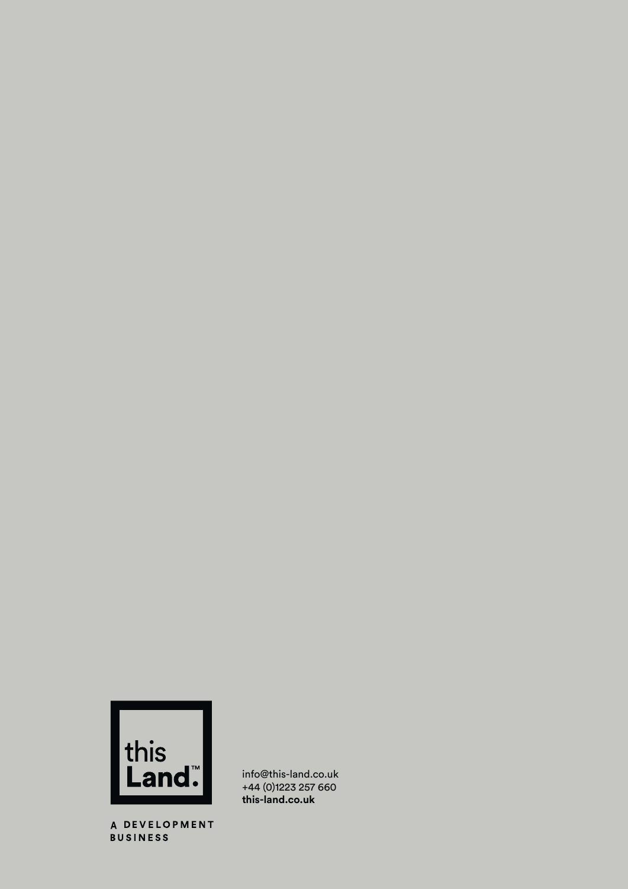this Land.™

A DEVELOPMENT BUSINESS

info@this-land.co.uk
+44 (0)1223 257 660
**this-land.co.uk**